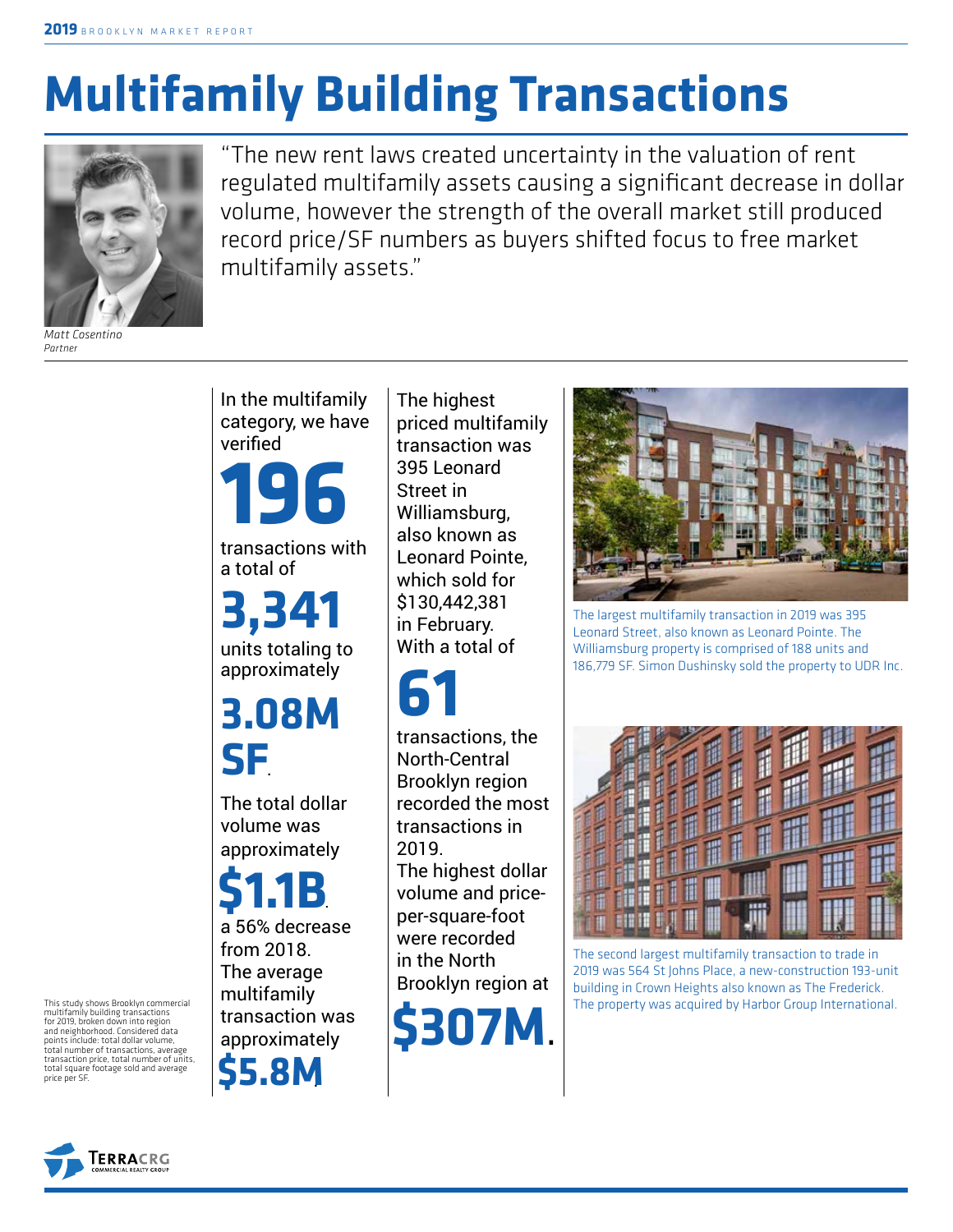# Multifamily Building Transactions

"The new rent laws created uncertainty in the valuation of rent regulated multifamily assets causing a significant decrease in dollar volume, however the strength of the overall market still produced record price/SF numbers as buyers shifted focus to free market multifamily assets."

*Matt Cosentino*
*Partner*

This study shows Brooklyn commercial multifamily building transactions for 2019, broken down into region and neighborhood. Considered data points include: total dollar volume, total number of transactions, average transaction price, total number of units, total square footage sold and average price per SF.

In the multifamily category, we have verified

**196**

transactions with a total of

**3,341**

units totaling to approximately

**3.08M SF**.

The total dollar volume was approximately

**$1.1B**,

a 56% decrease from 2018. The average multifamily transaction was approximately

**$5.8M**.

The highest priced multifamily transaction was 395 Leonard Street in Williamsburg, also known as Leonard Pointe, which sold for $130,442,381 in February. With a total of

**61**

transactions, the North-Central Brooklyn region recorded the most transactions in 2019. The highest dollar volume and price-per-square-foot were recorded in the North Brooklyn region at

**$307M**.

The largest multifamily transaction in 2019 was 395 Leonard Street, also known as Leonard Pointe. The Williamsburg property is comprised of 188 units and 186,779 SF. Simon Dushinsky sold the property to UDR Inc.

The second largest multifamily transaction to trade in 2019 was 564 St Johns Place, a new-construction 193-unit building in Crown Heights also known as The Frederick. The property was acquired by Harbor Group International.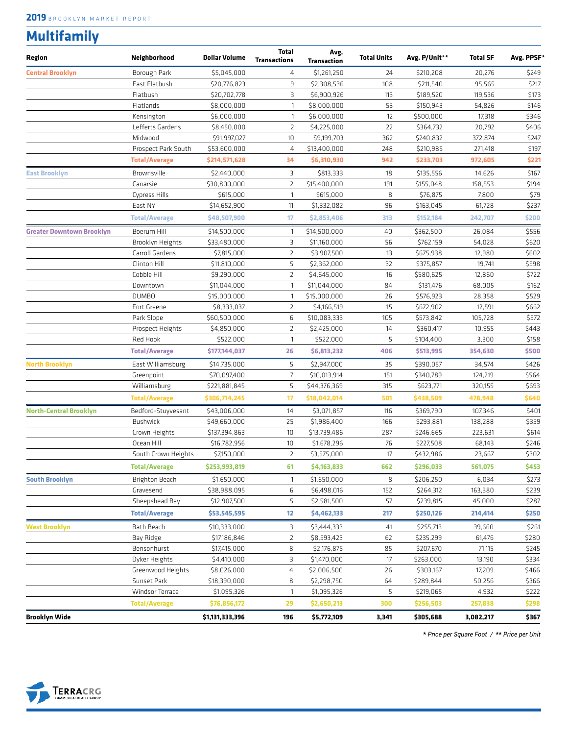2019 BROOKLYN MARKET REPORT

# Multifamily

| Region | Neighborhood | Dollar Volume | Total Transactions | Avg. Transaction | Total Units | Avg. P/Unit** | Total SF | Avg. PPSF* |
|---|---|---|---|---|---|---|---|---|
| Central Brooklyn | Borough Park | $5,045,000 | 4 | $1,261,250 | 24 | $210,208 | 20,276 | $249 |
| | East Flatbush | $20,776,823 | 9 | $2,308,536 | 108 | $211,540 | 95,565 | $217 |
| | Flatbush | $20,702,778 | 3 | $6,900,926 | 113 | $189,520 | 119,536 | $173 |
| | Flatlands | $8,000,000 | 1 | $8,000,000 | 53 | $150,943 | 54,826 | $146 |
| | Kensington | $6,000,000 | 1 | $6,000,000 | 12 | $500,000 | 17,318 | $346 |
| | Lefferts Gardens | $8,450,000 | 2 | $4,225,000 | 22 | $364,732 | 20,792 | $406 |
| | Midwood | $91,997,027 | 10 | $9,199,703 | 362 | $240,832 | 372,874 | $247 |
| | Prospect Park South | $53,600,000 | 4 | $13,400,000 | 248 | $210,985 | 271,418 | $197 |
| | **Total/Average** | **$214,571,628** | **34** | **$6,310,930** | **942** | **$233,703** | **972,605** | **$221** |
| East Brooklyn | Brownsville | $2,440,000 | 3 | $813,333 | 18 | $135,556 | 14,626 | $167 |
| | Canarsie | $30,800,000 | 2 | $15,400,000 | 191 | $155,048 | 158,553 | $194 |
| | Cypress Hills | $615,000 | 1 | $615,000 | 8 | $76,875 | 7,800 | $79 |
| | East NY | $14,652,900 | 11 | $1,332,082 | 96 | $163,045 | 61,728 | $237 |
| | **Total/Average** | **$48,507,900** | **17** | **$2,853,406** | **313** | **$152,184** | **242,707** | **$200** |
| Greater Downtown Brooklyn | Boerum Hill | $14,500,000 | 1 | $14,500,000 | 40 | $362,500 | 26,084 | $556 |
| | Brooklyn Heights | $33,480,000 | 3 | $11,160,000 | 56 | $762,159 | 54,028 | $620 |
| | Carroll Gardens | $7,815,000 | 2 | $3,907,500 | 13 | $675,938 | 12,980 | $602 |
| | Clinton Hill | $11,810,000 | 5 | $2,362,000 | 32 | $375,857 | 19,741 | $598 |
| | Cobble Hill | $9,290,000 | 2 | $4,645,000 | 16 | $580,625 | 12,860 | $722 |
| | Downtown | $11,044,000 | 1 | $11,044,000 | 84 | $131,476 | 68,005 | $162 |
| | DUMBO | $15,000,000 | 1 | $15,000,000 | 26 | $576,923 | 28,358 | $529 |
| | Fort Greene | $8,333,037 | 2 | $4,166,519 | 15 | $672,902 | 12,591 | $662 |
| | Park Slope | $60,500,000 | 6 | $10,083,333 | 105 | $573,842 | 105,728 | $572 |
| | Prospect Heights | $4,850,000 | 2 | $2,425,000 | 14 | $360,417 | 10,955 | $443 |
| | Red Hook | $522,000 | 1 | $522,000 | 5 | $104,400 | 3,300 | $158 |
| | **Total/Average** | **$177,144,037** | **26** | **$6,813,232** | **406** | **$513,995** | **354,630** | **$500** |
| North Brooklyn | East Williamsburg | $14,735,000 | 5 | $2,947,000 | 35 | $390,057 | 34,574 | $426 |
| | Greenpoint | $70,097,400 | 7 | $10,013,914 | 151 | $340,789 | 124,219 | $564 |
| | Williamsburg | $221,881,845 | 5 | $44,376,369 | 315 | $623,771 | 320,155 | $693 |
| | **Total/Average** | **$306,714,245** | **17** | **$18,042,014** | **501** | **$438,509** | **478,948** | **$640** |
| North-Central Brooklyn | Bedford-Stuyvesant | $43,006,000 | 14 | $3,071,857 | 116 | $369,790 | 107,346 | $401 |
| | Bushwick | $49,660,000 | 25 | $1,986,400 | 166 | $293,881 | 138,288 | $359 |
| | Crown Heights | $137,394,863 | 10 | $13,739,486 | 287 | $246,665 | 223,631 | $614 |
| | Ocean Hill | $16,782,956 | 10 | $1,678,296 | 76 | $227,508 | 68,143 | $246 |
| | South Crown Heights | $7,150,000 | 2 | $3,575,000 | 17 | $432,986 | 23,667 | $302 |
| | **Total/Average** | **$253,993,819** | **61** | **$4,163,833** | **662** | **$296,033** | **561,075** | **$453** |
| South Brooklyn | Brighton Beach | $1,650,000 | 1 | $1,650,000 | 8 | $206,250 | 6,034 | $273 |
| | Gravesend | $38,988,095 | 6 | $6,498,016 | 152 | $264,312 | 163,380 | $239 |
| | Sheepshead Bay | $12,907,500 | 5 | $2,581,500 | 57 | $239,815 | 45,000 | $287 |
| | **Total/Average** | **$53,545,595** | **12** | **$4,462,133** | **217** | **$250,126** | **214,414** | **$250** |
| West Brooklyn | Bath Beach | $10,333,000 | 3 | $3,444,333 | 41 | $255,713 | 39,660 | $261 |
| | Bay Ridge | $17,186,846 | 2 | $8,593,423 | 62 | $235,299 | 61,476 | $280 |
| | Bensonhurst | $17,415,000 | 8 | $2,176,875 | 85 | $207,670 | 71,115 | $245 |
| | Dyker Heights | $4,410,000 | 3 | $1,470,000 | 17 | $263,000 | 13,190 | $334 |
| | Greenwood Heights | $8,026,000 | 4 | $2,006,500 | 26 | $303,167 | 17,209 | $466 |
| | Sunset Park | $18,390,000 | 8 | $2,298,750 | 64 | $289,844 | 50,256 | $366 |
| | Windsor Terrace | $1,095,326 | 1 | $1,095,326 | 5 | $219,065 | 4,932 | $222 |
| | **Total/Average** | **$76,856,172** | **29** | **$2,650,213** | **300** | **$256,503** | **257,838** | **$298** |
| **Brooklyn Wide** | | **$1,131,333,396** | **196** | **$5,772,109** | **3,341** | **$305,688** | **3,082,217** | **$367** |

*\* Price per Square Foot / \*\* Price per Unit*

TERRACRG COMMERCIAL REALTY GROUP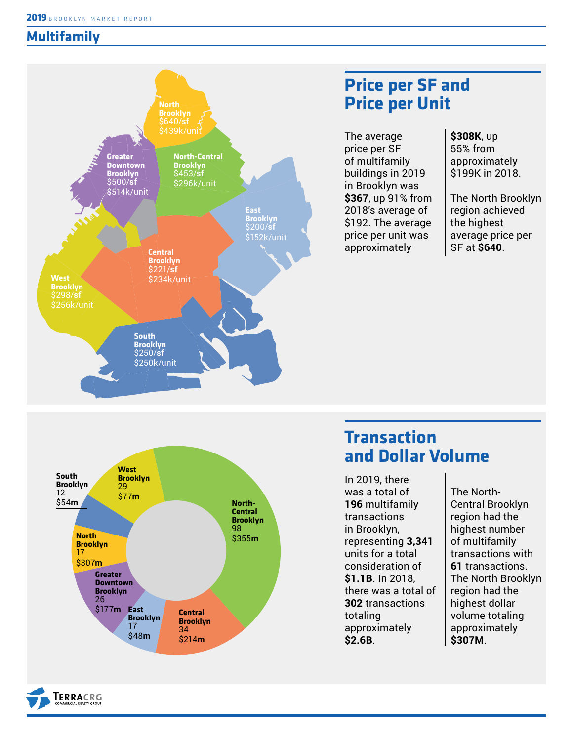## Multifamily

North Brooklyn
$640/sf
$439k/unit

Greater Downtown Brooklyn
$500/sf
$514k/unit

North-Central Brooklyn
$453/sf
$296k/unit

East Brooklyn
$200/sf
$152k/unit

Central Brooklyn
$221/sf
$234k/unit

West Brooklyn
$298/sf
$256k/unit

South Brooklyn
$250/sf
$250k/unit

### Price per SF and Price per Unit

The average price per SF of multifamily buildings in 2019 in Brooklyn was **$367**, up 91% from 2018's average of $192. The average price per unit was approximately **$308K**, up 55% from approximately $199K in 2018.

The North Brooklyn region achieved the highest average price per SF at **$640**.

South Brooklyn
12
$54m

West Brooklyn
29
$77m

North-Central Brooklyn
98
$355m

North Brooklyn
17
$307m

Greater Downtown Brooklyn
26
$177m

East Brooklyn
17
$48m

Central Brooklyn
34
$214m

### Transaction and Dollar Volume

In 2019, there was a total of **196** multifamily transactions in Brooklyn, representing **3,341** units for a total consideration of **$1.1B**. In 2018, there was a total of **302** transactions totaling approximately **$2.6B**.

The North-Central Brooklyn region had the highest number of multifamily transactions with **61** transactions. The North Brooklyn region had the highest dollar volume totaling approximately **$307M**.